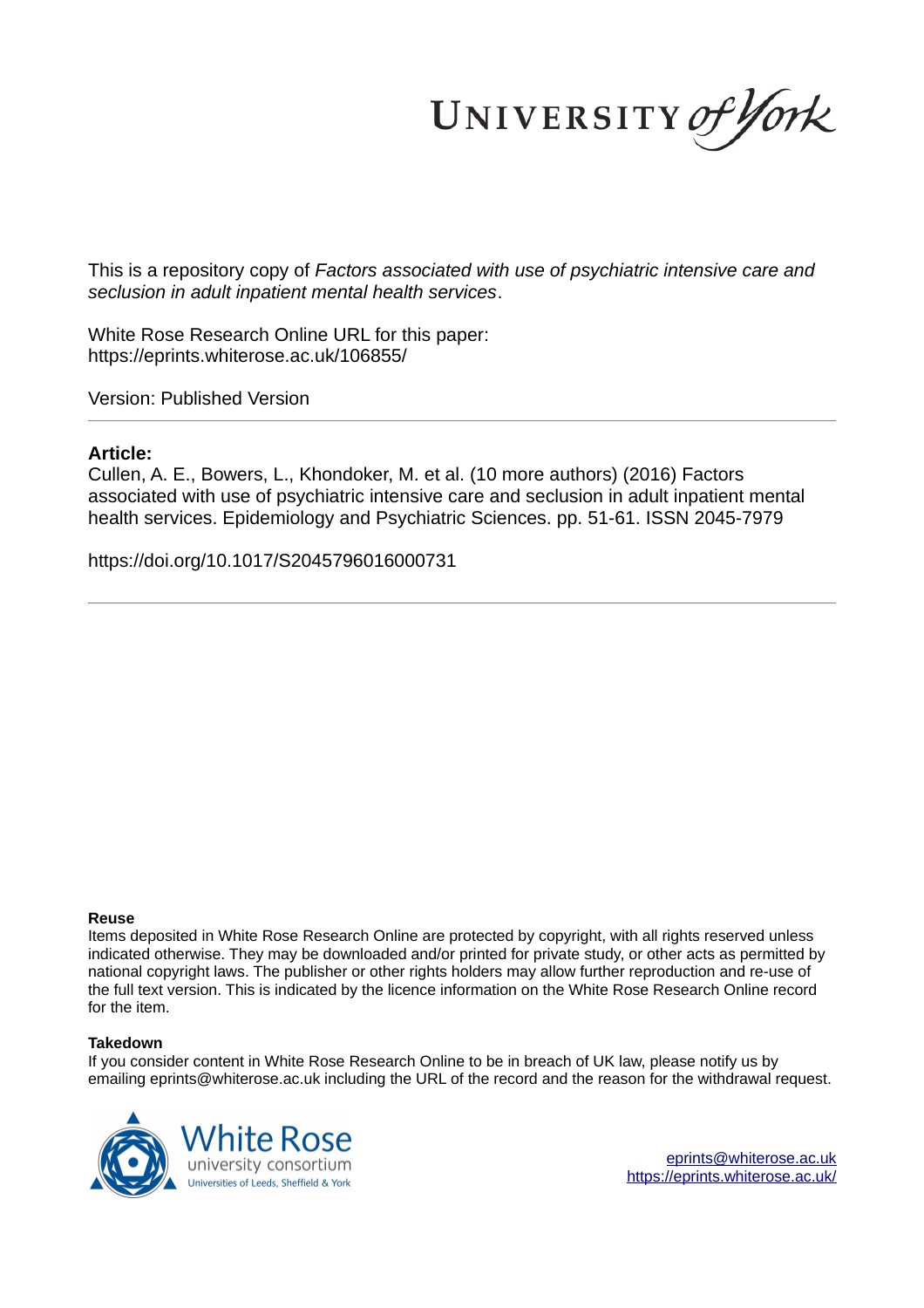UNIVERSITY *of York*

This is a repository copy of *Factors associated with use of psychiatric intensive care and seclusion in adult inpatient mental health services*.

White Rose Research Online URL for this paper:
https://eprints.whiterose.ac.uk/106855/

Version: Published Version

---

**Article:**

Cullen, A. E., Bowers, L., Khondoker, M. et al. (10 more authors) (2016) Factors associated with use of psychiatric intensive care and seclusion in adult inpatient mental health services. Epidemiology and Psychiatric Sciences. pp. 51-61. ISSN 2045-7979

https://doi.org/10.1017/S2045796016000731

---

**Reuse**

Items deposited in White Rose Research Online are protected by copyright, with all rights reserved unless indicated otherwise. They may be downloaded and/or printed for private study, or other acts as permitted by national copyright laws. The publisher or other rights holders may allow further reproduction and re-use of the full text version. This is indicated by the licence information on the White Rose Research Online record for the item.

**Takedown**

If you consider content in White Rose Research Online to be in breach of UK law, please notify us by emailing eprints@whiterose.ac.uk including the URL of the record and the reason for the withdrawal request.

White Rose university consortium
Universities of Leeds, Sheffield & York

eprints@whiterose.ac.uk
https://eprints.whiterose.ac.uk/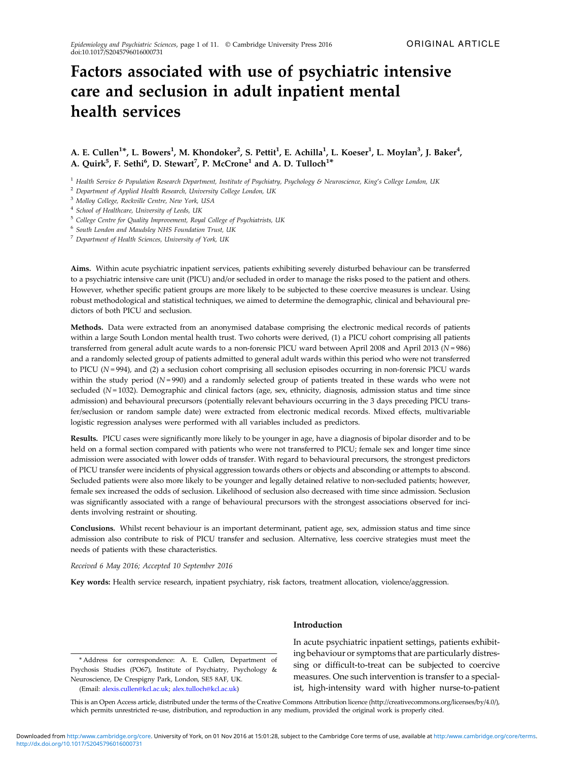# Factors associated with use of psychiatric intensive care and seclusion in adult inpatient mental health services

**A. E. Cullen[1*], L. Bowers[1], M. Khondoker[2], S. Pettit[1], E. Achilla[1], L. Koeser[1], L. Moylan[3], J. Baker[4], A. Quirk[5], F. Sethi[6], D. Stewart[7], P. McCrone[1] and A. D. Tulloch[1*]**

[1] Health Service & Population Research Department, Institute of Psychiatry, Psychology & Neuroscience, King's College London, UK
[2] Department of Applied Health Research, University College London, UK
[3] Molloy College, Rockville Centre, New York, USA
[4] School of Healthcare, University of Leeds, UK
[5] College Centre for Quality Improvement, Royal College of Psychiatrists, UK
[6] South London and Maudsley NHS Foundation Trust, UK
[7] Department of Health Sciences, University of York, UK

**Aims.** Within acute psychiatric inpatient services, patients exhibiting severely disturbed behaviour can be transferred to a psychiatric intensive care unit (PICU) and/or secluded in order to manage the risks posed to the patient and others. However, whether specific patient groups are more likely to be subjected to these coercive measures is unclear. Using robust methodological and statistical techniques, we aimed to determine the demographic, clinical and behavioural predictors of both PICU and seclusion.

**Methods.** Data were extracted from an anonymised database comprising the electronic medical records of patients within a large South London mental health trust. Two cohorts were derived, (1) a PICU cohort comprising all patients transferred from general adult acute wards to a non-forensic PICU ward between April 2008 and April 2013 ($N = 986$) and a randomly selected group of patients admitted to general adult wards within this period who were not transferred to PICU ($N = 994$), and (2) a seclusion cohort comprising all seclusion episodes occurring in non-forensic PICU wards within the study period ($N = 990$) and a randomly selected group of patients treated in these wards who were not secluded ($N = 1032$). Demographic and clinical factors (age, sex, ethnicity, diagnosis, admission status and time since admission) and behavioural precursors (potentially relevant behaviours occurring in the 3 days preceding PICU transfer/seclusion or random sample date) were extracted from electronic medical records. Mixed effects, multivariable logistic regression analyses were performed with all variables included as predictors.

**Results.** PICU cases were significantly more likely to be younger in age, have a diagnosis of bipolar disorder and to be held on a formal section compared with patients who were not transferred to PICU; female sex and longer time since admission were associated with lower odds of transfer. With regard to behavioural precursors, the strongest predictors of PICU transfer were incidents of physical aggression towards others or objects and absconding or attempts to abscond. Secluded patients were also more likely to be younger and legally detained relative to non-secluded patients; however, female sex increased the odds of seclusion. Likelihood of seclusion also decreased with time since admission. Seclusion was significantly associated with a range of behavioural precursors with the strongest associations observed for incidents involving restraint or shouting.

**Conclusions.** Whilst recent behaviour is an important determinant, patient age, sex, admission status and time since admission also contribute to risk of PICU transfer and seclusion. Alternative, less coercive strategies must meet the needs of patients with these characteristics.

*Received 6 May 2016; Accepted 10 September 2016*

**Key words:** Health service research, inpatient psychiatry, risk factors, treatment allocation, violence/aggression.

## Introduction

In acute psychiatric inpatient settings, patients exhibiting behaviour or symptoms that are particularly distressing or difficult-to-treat can be subjected to coercive measures. One such intervention is transfer to a specialist, high-intensity ward with higher nurse-to-patient

\* Address for correspondence: A. E. Cullen, Department of Psychosis Studies (PO67), Institute of Psychiatry, Psychology & Neuroscience, De Crespigny Park, London, SE5 8AF, UK.
(Email: alexis.cullen@kcl.ac.uk; alex.tulloch@kcl.ac.uk)

This is an Open Access article, distributed under the terms of the Creative Commons Attribution licence (http://creativecommons.org/licenses/by/4.0/), which permits unrestricted re-use, distribution, and reproduction in any medium, provided the original work is properly cited.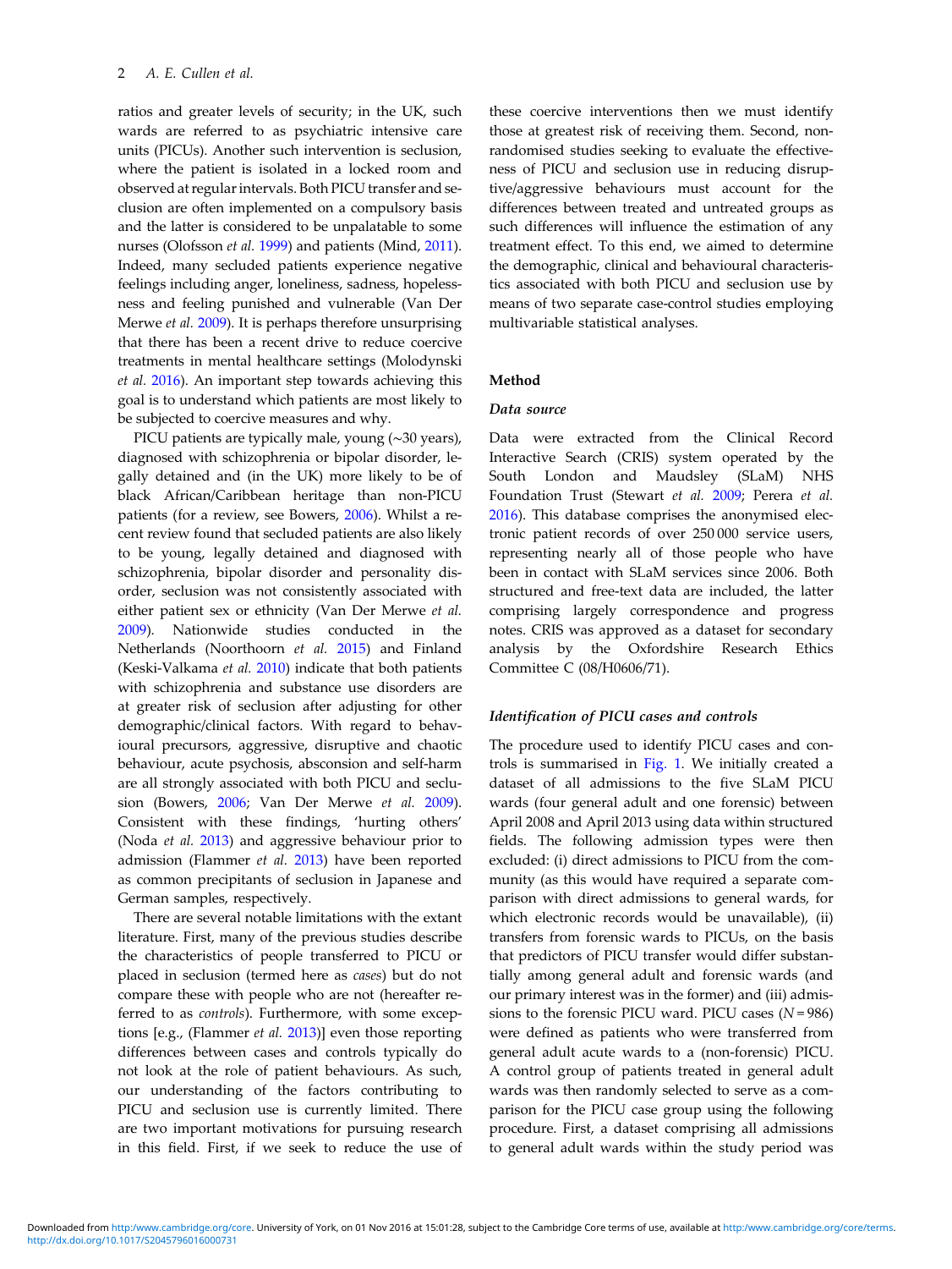ratios and greater levels of security; in the UK, such wards are referred to as psychiatric intensive care units (PICUs). Another such intervention is seclusion, where the patient is isolated in a locked room and observed at regular intervals. Both PICU transfer and seclusion are often implemented on a compulsory basis and the latter is considered to be unpalatable to some nurses (Olofsson *et al.* 1999) and patients (Mind, 2011). Indeed, many secluded patients experience negative feelings including anger, loneliness, sadness, hopelessness and feeling punished and vulnerable (Van Der Merwe *et al.* 2009). It is perhaps therefore unsurprising that there has been a recent drive to reduce coercive treatments in mental healthcare settings (Molodynski *et al.* 2016). An important step towards achieving this goal is to understand which patients are most likely to be subjected to coercive measures and why.

PICU patients are typically male, young (~30 years), diagnosed with schizophrenia or bipolar disorder, legally detained and (in the UK) more likely to be of black African/Caribbean heritage than non-PICU patients (for a review, see Bowers, 2006). Whilst a recent review found that secluded patients are also likely to be young, legally detained and diagnosed with schizophrenia, bipolar disorder and personality disorder, seclusion was not consistently associated with either patient sex or ethnicity (Van Der Merwe *et al.* 2009). Nationwide studies conducted in the Netherlands (Noorthoorn *et al.* 2015) and Finland (Keski-Valkama *et al.* 2010) indicate that both patients with schizophrenia and substance use disorders are at greater risk of seclusion after adjusting for other demographic/clinical factors. With regard to behavioural precursors, aggressive, disruptive and chaotic behaviour, acute psychosis, absconsion and self-harm are all strongly associated with both PICU and seclusion (Bowers, 2006; Van Der Merwe *et al.* 2009). Consistent with these findings, 'hurting others' (Noda *et al.* 2013) and aggressive behaviour prior to admission (Flammer *et al.* 2013) have been reported as common precipitants of seclusion in Japanese and German samples, respectively.

There are several notable limitations with the extant literature. First, many of the previous studies describe the characteristics of people transferred to PICU or placed in seclusion (termed here as *cases*) but do not compare these with people who are not (hereafter referred to as *controls*). Furthermore, with some exceptions [e.g., (Flammer *et al.* 2013)] even those reporting differences between cases and controls typically do not look at the role of patient behaviours. As such, our understanding of the factors contributing to PICU and seclusion use is currently limited. There are two important motivations for pursuing research in this field. First, if we seek to reduce the use of these coercive interventions then we must identify those at greatest risk of receiving them. Second, non-randomised studies seeking to evaluate the effectiveness of PICU and seclusion use in reducing disruptive/aggressive behaviours must account for the differences between treated and untreated groups as such differences will influence the estimation of any treatment effect. To this end, we aimed to determine the demographic, clinical and behavioural characteristics associated with both PICU and seclusion use by means of two separate case-control studies employing multivariable statistical analyses.

## Method

### *Data source*

Data were extracted from the Clinical Record Interactive Search (CRIS) system operated by the South London and Maudsley (SLaM) NHS Foundation Trust (Stewart *et al.* 2009; Perera *et al.* 2016). This database comprises the anonymised electronic patient records of over 250 000 service users, representing nearly all of those people who have been in contact with SLaM services since 2006. Both structured and free-text data are included, the latter comprising largely correspondence and progress notes. CRIS was approved as a dataset for secondary analysis by the Oxfordshire Research Ethics Committee C (08/H0606/71).

### *Identification of PICU cases and controls*

The procedure used to identify PICU cases and controls is summarised in Fig. 1. We initially created a dataset of all admissions to the five SLaM PICU wards (four general adult and one forensic) between April 2008 and April 2013 using data within structured fields. The following admission types were then excluded: (i) direct admissions to PICU from the community (as this would have required a separate comparison with direct admissions to general wards, for which electronic records would be unavailable), (ii) transfers from forensic wards to PICUs, on the basis that predictors of PICU transfer would differ substantially among general adult and forensic wards (and our primary interest was in the former) and (iii) admissions to the forensic PICU ward. PICU cases ($N = 986$) were defined as patients who were transferred from general adult acute wards to a (non-forensic) PICU. A control group of patients treated in general adult wards was then randomly selected to serve as a comparison for the PICU case group using the following procedure. First, a dataset comprising all admissions to general adult wards within the study period was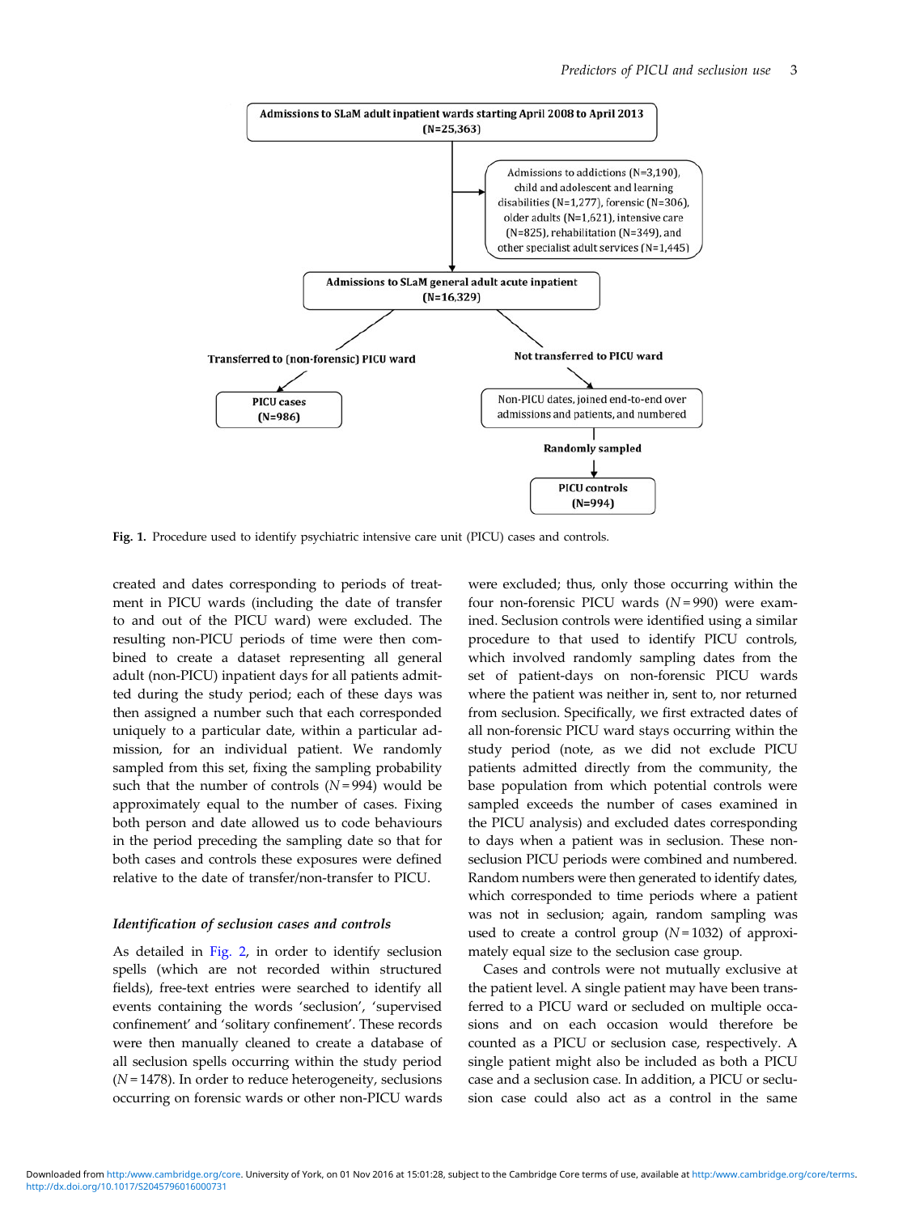Admissions to SLaM adult inpatient wards starting April 2008 to April 2013 (N=25,363)

Admissions to addictions (N=3,190), child and adolescent and learning disabilities (N=1,277), forensic (N=306), older adults (N=1,621), intensive care (N=825), rehabilitation (N=349), and other specialist adult services (N=1,445)

Admissions to SLaM general adult acute inpatient (N=16,329)

Transferred to (non-forensic) PICU ward

PICU cases (N=986)

Not transferred to PICU ward

Non-PICU dates, joined end-to-end over admissions and patients, and numbered

Randomly sampled

PICU controls (N=994)

**Fig. 1.** Procedure used to identify psychiatric intensive care unit (PICU) cases and controls.

created and dates corresponding to periods of treatment in PICU wards (including the date of transfer to and out of the PICU ward) were excluded. The resulting non-PICU periods of time were then combined to create a dataset representing all general adult (non-PICU) inpatient days for all patients admitted during the study period; each of these days was then assigned a number such that each corresponded uniquely to a particular date, within a particular admission, for an individual patient. We randomly sampled from this set, fixing the sampling probability such that the number of controls ($N = 994$) would be approximately equal to the number of cases. Fixing both person and date allowed us to code behaviours in the period preceding the sampling date so that for both cases and controls these exposures were defined relative to the date of transfer/non-transfer to PICU.

### Identification of seclusion cases and controls

As detailed in Fig. 2, in order to identify seclusion spells (which are not recorded within structured fields), free-text entries were searched to identify all events containing the words 'seclusion', 'supervised confinement' and 'solitary confinement'. These records were then manually cleaned to create a database of all seclusion spells occurring within the study period ($N = 1478$). In order to reduce heterogeneity, seclusions occurring on forensic wards or other non-PICU wards were excluded; thus, only those occurring within the four non-forensic PICU wards ($N = 990$) were examined. Seclusion controls were identified using a similar procedure to that used to identify PICU controls, which involved randomly sampling dates from the set of patient-days on non-forensic PICU wards where the patient was neither in, sent to, nor returned from seclusion. Specifically, we first extracted dates of all non-forensic PICU ward stays occurring within the study period (note, as we did not exclude PICU patients admitted directly from the community, the base population from which potential controls were sampled exceeds the number of cases examined in the PICU analysis) and excluded dates corresponding to days when a patient was in seclusion. These non-seclusion PICU periods were combined and numbered. Random numbers were then generated to identify dates, which corresponded to time periods where a patient was not in seclusion; again, random sampling was used to create a control group ($N = 1032$) of approximately equal size to the seclusion case group.

Cases and controls were not mutually exclusive at the patient level. A single patient may have been transferred to a PICU ward or secluded on multiple occasions and on each occasion would therefore be counted as a PICU or seclusion case, respectively. A single patient might also be included as both a PICU case and a seclusion case. In addition, a PICU or seclusion case could also act as a control in the same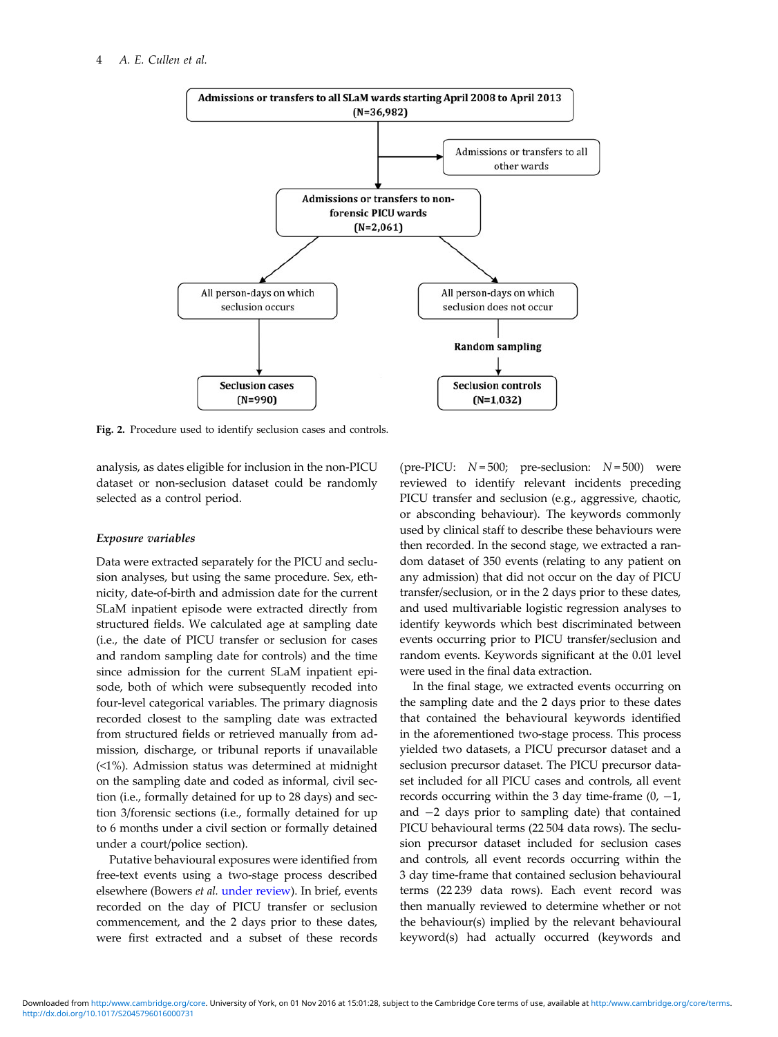Admissions or transfers to all SLaM wards starting April 2008 to April 2013 (N=36,982)

Admissions or transfers to all other wards

Admissions or transfers to non-forensic PICU wards (N=2,061)

All person-days on which seclusion occurs

All person-days on which seclusion does not occur

Random sampling

Seclusion cases (N=990)

Seclusion controls (N=1,032)

**Fig. 2.** Procedure used to identify seclusion cases and controls.

analysis, as dates eligible for inclusion in the non-PICU dataset or non-seclusion dataset could be randomly selected as a control period.

### *Exposure variables*

Data were extracted separately for the PICU and seclusion analyses, but using the same procedure. Sex, ethnicity, date-of-birth and admission date for the current SLaM inpatient episode were extracted directly from structured fields. We calculated age at sampling date (i.e., the date of PICU transfer or seclusion for cases and random sampling date for controls) and the time since admission for the current SLaM inpatient episode, both of which were subsequently recoded into four-level categorical variables. The primary diagnosis recorded closest to the sampling date was extracted from structured fields or retrieved manually from admission, discharge, or tribunal reports if unavailable (<1%). Admission status was determined at midnight on the sampling date and coded as informal, civil section (i.e., formally detained for up to 28 days) and section 3/forensic sections (i.e., formally detained for up to 6 months under a civil section or formally detained under a court/police section).

Putative behavioural exposures were identified from free-text events using a two-stage process described elsewhere (Bowers *et al.* under review). In brief, events recorded on the day of PICU transfer or seclusion commencement, and the 2 days prior to these dates, were first extracted and a subset of these records (pre-PICU: $N = 500$; pre-seclusion: $N = 500$) were reviewed to identify relevant incidents preceding PICU transfer and seclusion (e.g., aggressive, chaotic, or absconding behaviour). The keywords commonly used by clinical staff to describe these behaviours were then recorded. In the second stage, we extracted a random dataset of 350 events (relating to any patient on any admission) that did not occur on the day of PICU transfer/seclusion, or in the 2 days prior to these dates, and used multivariable logistic regression analyses to identify keywords which best discriminated between events occurring prior to PICU transfer/seclusion and random events. Keywords significant at the 0.01 level were used in the final data extraction.

In the final stage, we extracted events occurring on the sampling date and the 2 days prior to these dates that contained the behavioural keywords identified in the aforementioned two-stage process. This process yielded two datasets, a PICU precursor dataset and a seclusion precursor dataset. The PICU precursor dataset included for all PICU cases and controls, all event records occurring within the 3 day time-frame (0, −1, and −2 days prior to sampling date) that contained PICU behavioural terms (22 504 data rows). The seclusion precursor dataset included for seclusion cases and controls, all event records occurring within the 3 day time-frame that contained seclusion behavioural terms (22 239 data rows). Each event record was then manually reviewed to determine whether or not the behaviour(s) implied by the relevant behavioural keyword(s) had actually occurred (keywords and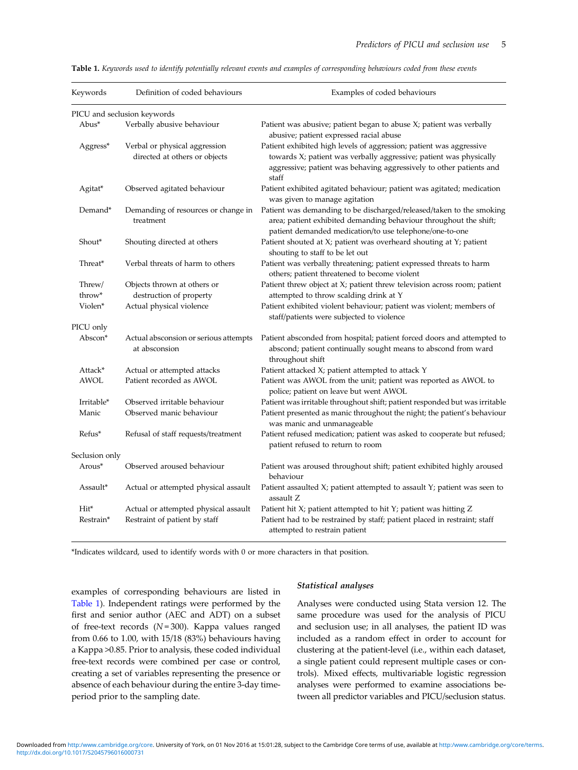**Table 1.** *Keywords used to identify potentially relevant events and examples of corresponding behaviours coded from these events*

| Keywords | Definition of coded behaviours | Examples of coded behaviours |
|---|---|---|
| PICU and seclusion keywords | | |
| Abus* | Verbally abusive behaviour | Patient was abusive; patient began to abuse X; patient was verbally abusive; patient expressed racial abuse |
| Aggress* | Verbal or physical aggression directed at others or objects | Patient exhibited high levels of aggression; patient was aggressive towards X; patient was verbally aggressive; patient was physically aggressive; patient was behaving aggressively to other patients and staff |
| Agitat* | Observed agitated behaviour | Patient exhibited agitated behaviour; patient was agitated; medication was given to manage agitation |
| Demand* | Demanding of resources or change in treatment | Patient was demanding to be discharged/released/taken to the smoking area; patient exhibited demanding behaviour throughout the shift; patient demanded medication/to use telephone/one-to-one |
| Shout* | Shouting directed at others | Patient shouted at X; patient was overheard shouting at Y; patient shouting to staff to be let out |
| Threat* | Verbal threats of harm to others | Patient was verbally threatening; patient expressed threats to harm others; patient threatened to become violent |
| Threw/throw* | Objects thrown at others or destruction of property | Patient threw object at X; patient threw television across room; patient attempted to throw scalding drink at Y |
| Violen* | Actual physical violence | Patient exhibited violent behaviour; patient was violent; members of staff/patients were subjected to violence |
| PICU only | | |
| Abscon* | Actual absconsion or serious attempts at absconsion | Patient absconded from hospital; patient forced doors and attempted to abscond; patient continually sought means to abscond from ward throughout shift |
| Attack* | Actual or attempted attacks | Patient attacked X; patient attempted to attack Y |
| AWOL | Patient recorded as AWOL | Patient was AWOL from the unit; patient was reported as AWOL to police; patient on leave but went AWOL |
| Irritable* | Observed irritable behaviour | Patient was irritable throughout shift; patient responded but was irritable |
| Manic | Observed manic behaviour | Patient presented as manic throughout the night; the patient's behaviour was manic and unmanageable |
| Refus* | Refusal of staff requests/treatment | Patient refused medication; patient was asked to cooperate but refused; patient refused to return to room |
| Seclusion only | | |
| Arous* | Observed aroused behaviour | Patient was aroused throughout shift; patient exhibited highly aroused behaviour |
| Assault* | Actual or attempted physical assault | Patient assaulted X; patient attempted to assault Y; patient was seen to assault Z |
| Hit* | Actual or attempted physical assault | Patient hit X; patient attempted to hit Y; patient was hitting Z |
| Restrain* | Restraint of patient by staff | Patient had to be restrained by staff; patient placed in restraint; staff attempted to restrain patient |

*Indicates wildcard, used to identify words with 0 or more characters in that position.

examples of corresponding behaviours are listed in Table 1). Independent ratings were performed by the first and senior author (AEC and ADT) on a subset of free-text records ($N$ = 300). Kappa values ranged from 0.66 to 1.00, with 15/18 (83%) behaviours having a Kappa >0.85. Prior to analysis, these coded individual free-text records were combined per case or control, creating a set of variables representing the presence or absence of each behaviour during the entire 3-day time-period prior to the sampling date.

### *Statistical analyses*

Analyses were conducted using Stata version 12. The same procedure was used for the analysis of PICU and seclusion use; in all analyses, the patient ID was included as a random effect in order to account for clustering at the patient-level (i.e., within each dataset, a single patient could represent multiple cases or controls). Mixed effects, multivariable logistic regression analyses were performed to examine associations between all predictor variables and PICU/seclusion status.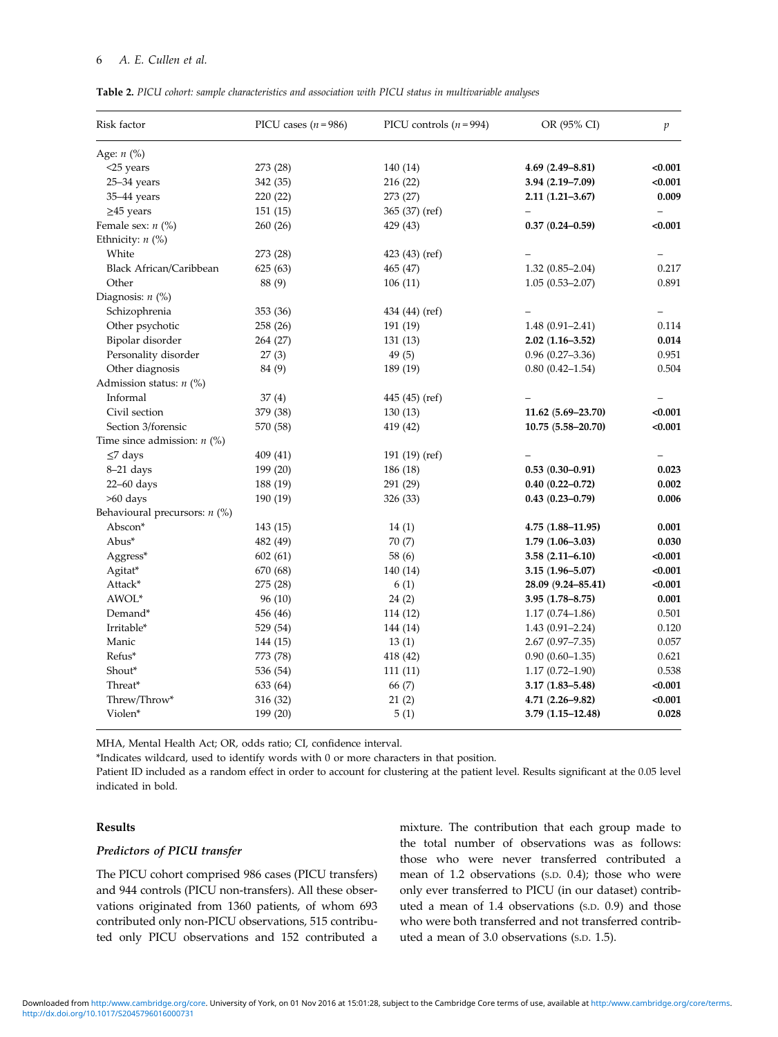**Table 2.** *PICU cohort: sample characteristics and association with PICU status in multivariable analyses*

| Risk factor | PICU cases ($n = 986$) | PICU controls ($n = 994$) | OR (95% CI) | $p$ |
|---|---|---|---|---|
| Age: *n* (%) | | | | |
| <25 years | 273 (28) | 140 (14) | **4.69 (2.49–8.81)** | **<0.001** |
| 25–34 years | 342 (35) | 216 (22) | **3.94 (2.19–7.09)** | **<0.001** |
| 35–44 years | 220 (22) | 273 (27) | **2.11 (1.21–3.67)** | **0.009** |
| ≥45 years | 151 (15) | 365 (37) (ref) | – | – |
| Female sex: *n* (%) | 260 (26) | 429 (43) | **0.37 (0.24–0.59)** | **<0.001** |
| Ethnicity: *n* (%) | | | | |
| White | 273 (28) | 423 (43) (ref) | – | – |
| Black African/Caribbean | 625 (63) | 465 (47) | 1.32 (0.85–2.04) | 0.217 |
| Other | 88 (9) | 106 (11) | 1.05 (0.53–2.07) | 0.891 |
| Diagnosis: *n* (%) | | | | |
| Schizophrenia | 353 (36) | 434 (44) (ref) | – | – |
| Other psychotic | 258 (26) | 191 (19) | 1.48 (0.91–2.41) | 0.114 |
| Bipolar disorder | 264 (27) | 131 (13) | **2.02 (1.16–3.52)** | **0.014** |
| Personality disorder | 27 (3) | 49 (5) | 0.96 (0.27–3.36) | 0.951 |
| Other diagnosis | 84 (9) | 189 (19) | 0.80 (0.42–1.54) | 0.504 |
| Admission status: *n* (%) | | | | |
| Informal | 37 (4) | 445 (45) (ref) | – | – |
| Civil section | 379 (38) | 130 (13) | **11.62 (5.69–23.70)** | **<0.001** |
| Section 3/forensic | 570 (58) | 419 (42) | **10.75 (5.58–20.70)** | **<0.001** |
| Time since admission: *n* (%) | | | | |
| ≤7 days | 409 (41) | 191 (19) (ref) | – | – |
| 8–21 days | 199 (20) | 186 (18) | **0.53 (0.30–0.91)** | **0.023** |
| 22–60 days | 188 (19) | 291 (29) | **0.40 (0.22–0.72)** | **0.002** |
| >60 days | 190 (19) | 326 (33) | **0.43 (0.23–0.79)** | **0.006** |
| Behavioural precursors: *n* (%) | | | | |
| Abscon* | 143 (15) | 14 (1) | **4.75 (1.88–11.95)** | **0.001** |
| Abus* | 482 (49) | 70 (7) | **1.79 (1.06–3.03)** | **0.030** |
| Aggress* | 602 (61) | 58 (6) | **3.58 (2.11–6.10)** | **<0.001** |
| Agitat* | 670 (68) | 140 (14) | **3.15 (1.96–5.07)** | **<0.001** |
| Attack* | 275 (28) | 6 (1) | **28.09 (9.24–85.41)** | **<0.001** |
| AWOL* | 96 (10) | 24 (2) | **3.95 (1.78–8.75)** | **0.001** |
| Demand* | 456 (46) | 114 (12) | 1.17 (0.74–1.86) | 0.501 |
| Irritable* | 529 (54) | 144 (14) | 1.43 (0.91–2.24) | 0.120 |
| Manic | 144 (15) | 13 (1) | 2.67 (0.97–7.35) | 0.057 |
| Refus* | 773 (78) | 418 (42) | 0.90 (0.60–1.35) | 0.621 |
| Shout* | 536 (54) | 111 (11) | 1.17 (0.72–1.90) | 0.538 |
| Threat* | 633 (64) | 66 (7) | **3.17 (1.83–5.48)** | **<0.001** |
| Threw/Throw* | 316 (32) | 21 (2) | **4.71 (2.26–9.82)** | **<0.001** |
| Violen* | 199 (20) | 5 (1) | **3.79 (1.15–12.48)** | **0.028** |

MHA, Mental Health Act; OR, odds ratio; CI, confidence interval.

*Indicates wildcard, used to identify words with 0 or more characters in that position.

Patient ID included as a random effect in order to account for clustering at the patient level. Results significant at the 0.05 level indicated in bold.

## Results

### *Predictors of PICU transfer*

The PICU cohort comprised 986 cases (PICU transfers) and 944 controls (PICU non-transfers). All these observations originated from 1360 patients, of whom 693 contributed only non-PICU observations, 515 contributed only PICU observations and 152 contributed a mixture. The contribution that each group made to the total number of observations was as follows: those who were never transferred contributed a mean of 1.2 observations (S.D. 0.4); those who were only ever transferred to PICU (in our dataset) contributed a mean of 1.4 observations (S.D. 0.9) and those who were both transferred and not transferred contributed a mean of 3.0 observations (S.D. 1.5).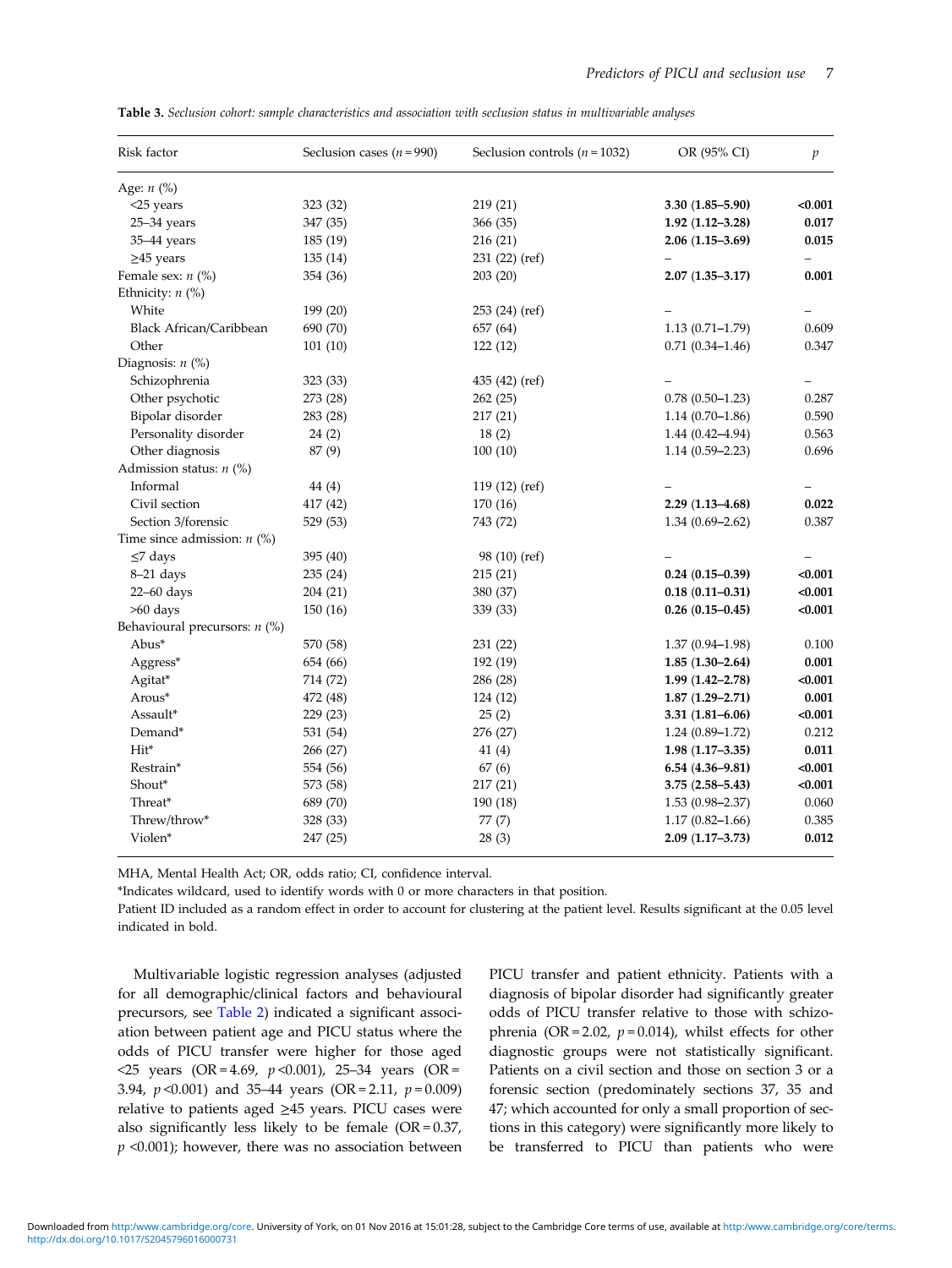**Table 3.** *Seclusion cohort: sample characteristics and association with seclusion status in multivariable analyses*

| Risk factor | Seclusion cases ($n = 990$) | Seclusion controls ($n = 1032$) | OR (95% CI) | $p$ |
|---|---|---|---|---|
| Age: $n$ (%) | | | | |
| <25 years | 323 (32) | 219 (21) | **3.30 (1.85–5.90)** | **<0.001** |
| 25–34 years | 347 (35) | 366 (35) | **1.92 (1.12–3.28)** | **0.017** |
| 35–44 years | 185 (19) | 216 (21) | **2.06 (1.15–3.69)** | **0.015** |
| ≥45 years | 135 (14) | 231 (22) (ref) | – | – |
| Female sex: $n$ (%) | 354 (36) | 203 (20) | **2.07 (1.35–3.17)** | **0.001** |
| Ethnicity: $n$ (%) | | | | |
| White | 199 (20) | 253 (24) (ref) | – | – |
| Black African/Caribbean | 690 (70) | 657 (64) | 1.13 (0.71–1.79) | 0.609 |
| Other | 101 (10) | 122 (12) | 0.71 (0.34–1.46) | 0.347 |
| Diagnosis: $n$ (%) | | | | |
| Schizophrenia | 323 (33) | 435 (42) (ref) | – | – |
| Other psychotic | 273 (28) | 262 (25) | 0.78 (0.50–1.23) | 0.287 |
| Bipolar disorder | 283 (28) | 217 (21) | 1.14 (0.70–1.86) | 0.590 |
| Personality disorder | 24 (2) | 18 (2) | 1.44 (0.42–4.94) | 0.563 |
| Other diagnosis | 87 (9) | 100 (10) | 1.14 (0.59–2.23) | 0.696 |
| Admission status: $n$ (%) | | | | |
| Informal | 44 (4) | 119 (12) (ref) | – | – |
| Civil section | 417 (42) | 170 (16) | **2.29 (1.13–4.68)** | **0.022** |
| Section 3/forensic | 529 (53) | 743 (72) | 1.34 (0.69–2.62) | 0.387 |
| Time since admission: $n$ (%) | | | | |
| ≤7 days | 395 (40) | 98 (10) (ref) | – | – |
| 8–21 days | 235 (24) | 215 (21) | **0.24 (0.15–0.39)** | **<0.001** |
| 22–60 days | 204 (21) | 380 (37) | **0.18 (0.11–0.31)** | **<0.001** |
| >60 days | 150 (16) | 339 (33) | **0.26 (0.15–0.45)** | **<0.001** |
| Behavioural precursors: $n$ (%) | | | | |
| Abus* | 570 (58) | 231 (22) | 1.37 (0.94–1.98) | 0.100 |
| Aggress* | 654 (66) | 192 (19) | **1.85 (1.30–2.64)** | **0.001** |
| Agitat* | 714 (72) | 286 (28) | **1.99 (1.42–2.78)** | **<0.001** |
| Arous* | 472 (48) | 124 (12) | **1.87 (1.29–2.71)** | **0.001** |
| Assault* | 229 (23) | 25 (2) | **3.31 (1.81–6.06)** | **<0.001** |
| Demand* | 531 (54) | 276 (27) | 1.24 (0.89–1.72) | 0.212 |
| Hit* | 266 (27) | 41 (4) | **1.98 (1.17–3.35)** | **0.011** |
| Restrain* | 554 (56) | 67 (6) | **6.54 (4.36–9.81)** | **<0.001** |
| Shout* | 573 (58) | 217 (21) | **3.75 (2.58–5.43)** | **<0.001** |
| Threat* | 689 (70) | 190 (18) | 1.53 (0.98–2.37) | 0.060 |
| Threw/throw* | 328 (33) | 77 (7) | 1.17 (0.82–1.66) | 0.385 |
| Violen* | 247 (25) | 28 (3) | **2.09 (1.17–3.73)** | **0.012** |

MHA, Mental Health Act; OR, odds ratio; CI, confidence interval.

*Indicates wildcard, used to identify words with 0 or more characters in that position.

Patient ID included as a random effect in order to account for clustering at the patient level. Results significant at the 0.05 level indicated in bold.

Multivariable logistic regression analyses (adjusted for all demographic/clinical factors and behavioural precursors, see Table 2) indicated a significant association between patient age and PICU status where the odds of PICU transfer were higher for those aged <25 years (OR = 4.69, $p$ <0.001), 25–34 years (OR = 3.94, $p$ <0.001) and 35–44 years (OR = 2.11, $p$ = 0.009) relative to patients aged ≥45 years. PICU cases were also significantly less likely to be female (OR = 0.37, $p$ <0.001); however, there was no association between PICU transfer and patient ethnicity. Patients with a diagnosis of bipolar disorder had significantly greater odds of PICU transfer relative to those with schizophrenia (OR = 2.02, $p$ = 0.014), whilst effects for other diagnostic groups were not statistically significant. Patients on a civil section and those on section 3 or a forensic section (predominately sections 37, 35 and 47; which accounted for only a small proportion of sections in this category) were significantly more likely to be transferred to PICU than patients who were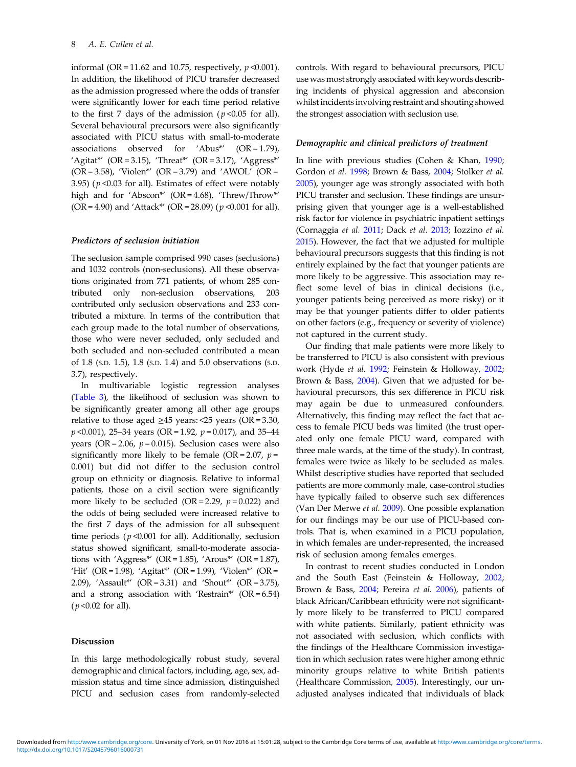informal (OR = 11.62 and 10.75, respectively, $p$ <0.001). In addition, the likelihood of PICU transfer decreased as the admission progressed where the odds of transfer were significantly lower for each time period relative to the first 7 days of the admission ($p$ <0.05 for all). Several behavioural precursors were also significantly associated with PICU status with small-to-moderate associations observed for 'Abus*' (OR = 1.79), 'Agitat*' (OR = 3.15), 'Threat*' (OR = 3.17), 'Aggress*' (OR = 3.58), 'Violen*' (OR = 3.79) and 'AWOL' (OR = 3.95) ($p$ <0.03 for all). Estimates of effect were notably high and for 'Abscon*' (OR = 4.68), 'Threw/Throw*' (OR = 4.90) and 'Attack*' (OR = 28.09) ($p$ <0.001 for all).

### Predictors of seclusion initiation

The seclusion sample comprised 990 cases (seclusions) and 1032 controls (non-seclusions). All these observations originated from 771 patients, of whom 285 contributed only non-seclusion observations, 203 contributed only seclusion observations and 233 contributed a mixture. In terms of the contribution that each group made to the total number of observations, those who were never secluded, only secluded and both secluded and non-secluded contributed a mean of 1.8 (S.D. 1.5), 1.8 (S.D. 1.4) and 5.0 observations (S.D. 3.7), respectively.

In multivariable logistic regression analyses (Table 3), the likelihood of seclusion was shown to be significantly greater among all other age groups relative to those aged ≥45 years: <25 years (OR = 3.30, $p$ <0.001), 25–34 years (OR = 1.92, $p$ = 0.017), and 35–44 years (OR = 2.06, $p$ = 0.015). Seclusion cases were also significantly more likely to be female (OR = 2.07, $p$ = 0.001) but did not differ to the seclusion control group on ethnicity or diagnosis. Relative to informal patients, those on a civil section were significantly more likely to be secluded (OR = 2.29, $p$ = 0.022) and the odds of being secluded were increased relative to the first 7 days of the admission for all subsequent time periods ($p$ <0.001 for all). Additionally, seclusion status showed significant, small-to-moderate associations with 'Aggress*' (OR = 1.85), 'Arous*' (OR = 1.87), 'Hit' (OR = 1.98), 'Agitat*' (OR = 1.99), 'Violen*' (OR = 2.09), 'Assault*' (OR = 3.31) and 'Shout*' (OR = 3.75), and a strong association with 'Restrain*' (OR = 6.54) ($p$ <0.02 for all).

## Discussion

In this large methodologically robust study, several demographic and clinical factors, including, age, sex, admission status and time since admission, distinguished PICU and seclusion cases from randomly-selected controls. With regard to behavioural precursors, PICU use was most strongly associated with keywords describing incidents of physical aggression and absconsion whilst incidents involving restraint and shouting showed the strongest association with seclusion use.

### Demographic and clinical predictors of treatment

In line with previous studies (Cohen & Khan, 1990; Gordon *et al.* 1998; Brown & Bass, 2004; Stolker *et al.* 2005), younger age was strongly associated with both PICU transfer and seclusion. These findings are unsurprising given that younger age is a well-established risk factor for violence in psychiatric inpatient settings (Cornaggia *et al.* 2011; Dack *et al.* 2013; Iozzino *et al.* 2015). However, the fact that we adjusted for multiple behavioural precursors suggests that this finding is not entirely explained by the fact that younger patients are more likely to be aggressive. This association may reflect some level of bias in clinical decisions (i.e., younger patients being perceived as more risky) or it may be that younger patients differ to older patients on other factors (e.g., frequency or severity of violence) not captured in the current study.

Our finding that male patients were more likely to be transferred to PICU is also consistent with previous work (Hyde *et al.* 1992; Feinstein & Holloway, 2002; Brown & Bass, 2004). Given that we adjusted for behavioural precursors, this sex difference in PICU risk may again be due to unmeasured confounders. Alternatively, this finding may reflect the fact that access to female PICU beds was limited (the trust operated only one female PICU ward, compared with three male wards, at the time of the study). In contrast, females were twice as likely to be secluded as males. Whilst descriptive studies have reported that secluded patients are more commonly male, case-control studies have typically failed to observe such sex differences (Van Der Merwe *et al.* 2009). One possible explanation for our findings may be our use of PICU-based controls. That is, when examined in a PICU population, in which females are under-represented, the increased risk of seclusion among females emerges.

In contrast to recent studies conducted in London and the South East (Feinstein & Holloway, 2002; Brown & Bass, 2004; Pereira *et al.* 2006), patients of black African/Caribbean ethnicity were not significantly more likely to be transferred to PICU compared with white patients. Similarly, patient ethnicity was not associated with seclusion, which conflicts with the findings of the Healthcare Commission investigation in which seclusion rates were higher among ethnic minority groups relative to white British patients (Healthcare Commission, 2005). Interestingly, our unadjusted analyses indicated that individuals of black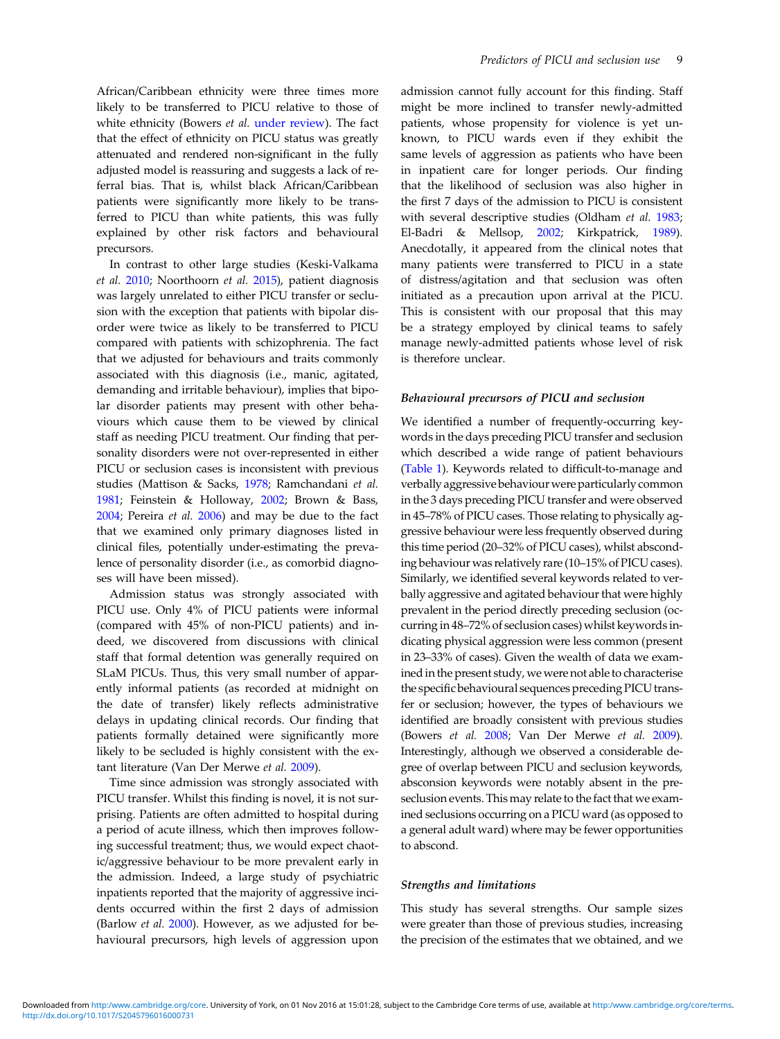African/Caribbean ethnicity were three times more likely to be transferred to PICU relative to those of white ethnicity (Bowers *et al.* under review). The fact that the effect of ethnicity on PICU status was greatly attenuated and rendered non-significant in the fully adjusted model is reassuring and suggests a lack of referral bias. That is, whilst black African/Caribbean patients were significantly more likely to be transferred to PICU than white patients, this was fully explained by other risk factors and behavioural precursors.

In contrast to other large studies (Keski-Valkama *et al.* 2010; Noorthoorn *et al.* 2015), patient diagnosis was largely unrelated to either PICU transfer or seclusion with the exception that patients with bipolar disorder were twice as likely to be transferred to PICU compared with patients with schizophrenia. The fact that we adjusted for behaviours and traits commonly associated with this diagnosis (i.e., manic, agitated, demanding and irritable behaviour), implies that bipolar disorder patients may present with other behaviours which cause them to be viewed by clinical staff as needing PICU treatment. Our finding that personality disorders were not over-represented in either PICU or seclusion cases is inconsistent with previous studies (Mattison & Sacks, 1978; Ramchandani *et al.* 1981; Feinstein & Holloway, 2002; Brown & Bass, 2004; Pereira *et al.* 2006) and may be due to the fact that we examined only primary diagnoses listed in clinical files, potentially under-estimating the prevalence of personality disorder (i.e., as comorbid diagnoses will have been missed).

Admission status was strongly associated with PICU use. Only 4% of PICU patients were informal (compared with 45% of non-PICU patients) and indeed, we discovered from discussions with clinical staff that formal detention was generally required on SLaM PICUs. Thus, this very small number of apparently informal patients (as recorded at midnight on the date of transfer) likely reflects administrative delays in updating clinical records. Our finding that patients formally detained were significantly more likely to be secluded is highly consistent with the extant literature (Van Der Merwe *et al.* 2009).

Time since admission was strongly associated with PICU transfer. Whilst this finding is novel, it is not surprising. Patients are often admitted to hospital during a period of acute illness, which then improves following successful treatment; thus, we would expect chaotic/aggressive behaviour to be more prevalent early in the admission. Indeed, a large study of psychiatric inpatients reported that the majority of aggressive incidents occurred within the first 2 days of admission (Barlow *et al.* 2000). However, as we adjusted for behaviour precursors, high levels of aggression upon admission cannot fully account for this finding. Staff might be more inclined to transfer newly-admitted patients, whose propensity for violence is yet unknown, to PICU wards even if they exhibit the same levels of aggression as patients who have been in inpatient care for longer periods. Our finding that the likelihood of seclusion was also higher in the first 7 days of the admission to PICU is consistent with several descriptive studies (Oldham *et al.* 1983; El-Badri & Mellsop, 2002; Kirkpatrick, 1989). Anecdotally, it appeared from the clinical notes that many patients were transferred to PICU in a state of distress/agitation and that seclusion was often initiated as a precaution upon arrival at the PICU. This is consistent with our proposal that this may be a strategy employed by clinical teams to safely manage newly-admitted patients whose level of risk is therefore unclear.

### *Behavioural precursors of PICU and seclusion*

We identified a number of frequently-occurring keywords in the days preceding PICU transfer and seclusion which described a wide range of patient behaviours (Table 1). Keywords related to difficult-to-manage and verbally aggressive behaviour were particularly common in the 3 days preceding PICU transfer and were observed in 45–78% of PICU cases. Those relating to physically aggressive behaviour were less frequently observed during this time period (20–32% of PICU cases), whilst absconding behaviour was relatively rare (10–15% of PICU cases). Similarly, we identified several keywords related to verbally aggressive and agitated behaviour that were highly prevalent in the period directly preceding seclusion (occurring in 48–72% of seclusion cases) whilst keywords indicating physical aggression were less common (present in 23–33% of cases). Given the wealth of data we examined in the present study, we were not able to characterise the specific behavioural sequences preceding PICU transfer or seclusion; however, the types of behaviours we identified are broadly consistent with previous studies (Bowers *et al.* 2008; Van Der Merwe *et al.* 2009). Interestingly, although we observed a considerable degree of overlap between PICU and seclusion keywords, absconsion keywords were notably absent in the pre-seclusion events. This may relate to the fact that we examined seclusions occurring on a PICU ward (as opposed to a general adult ward) where may be fewer opportunities to abscond.

### *Strengths and limitations*

This study has several strengths. Our sample sizes were greater than those of previous studies, increasing the precision of the estimates that we obtained, and we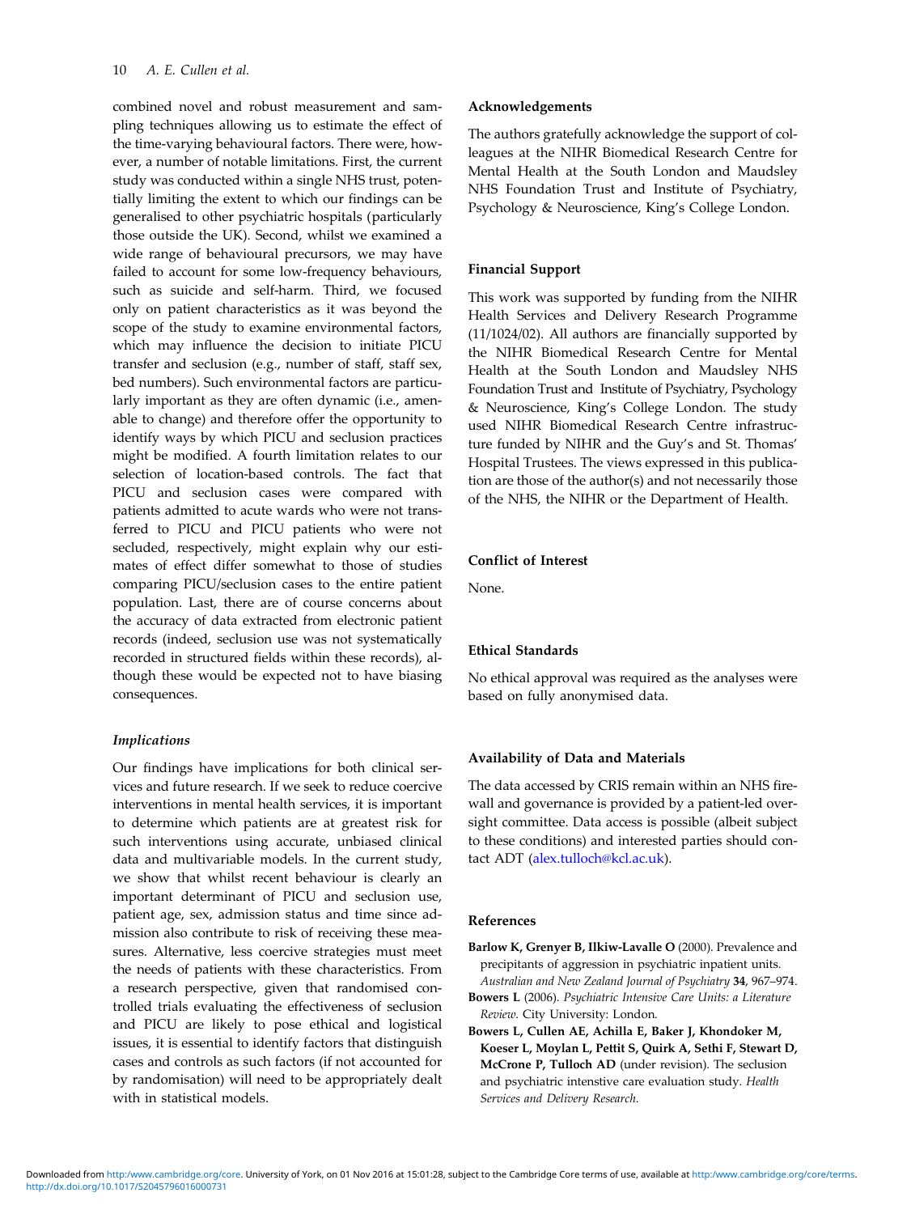combined novel and robust measurement and sampling techniques allowing us to estimate the effect of the time-varying behavioural factors. There were, however, a number of notable limitations. First, the current study was conducted within a single NHS trust, potentially limiting the extent to which our findings can be generalised to other psychiatric hospitals (particularly those outside the UK). Second, whilst we examined a wide range of behavioural precursors, we may have failed to account for some low-frequency behaviours, such as suicide and self-harm. Third, we focused only on patient characteristics as it was beyond the scope of the study to examine environmental factors, which may influence the decision to initiate PICU transfer and seclusion (e.g., number of staff, staff sex, bed numbers). Such environmental factors are particularly important as they are often dynamic (i.e., amenable to change) and therefore offer the opportunity to identify ways by which PICU and seclusion practices might be modified. A fourth limitation relates to our selection of location-based controls. The fact that PICU and seclusion cases were compared with patients admitted to acute wards who were not transferred to PICU and PICU patients who were not secluded, respectively, might explain why our estimates of effect differ somewhat to those of studies comparing PICU/seclusion cases to the entire patient population. Last, there are of course concerns about the accuracy of data extracted from electronic patient records (indeed, seclusion use was not systematically recorded in structured fields within these records), although these would be expected not to have biasing consequences.

### *Implications*

Our findings have implications for both clinical services and future research. If we seek to reduce coercive interventions in mental health services, it is important to determine which patients are at greatest risk for such interventions using accurate, unbiased clinical data and multivariable models. In the current study, we show that whilst recent behaviour is clearly an important determinant of PICU and seclusion use, patient age, sex, admission status and time since admission also contribute to risk of receiving these measures. Alternative, less coercive strategies must meet the needs of patients with these characteristics. From a research perspective, given that randomised controlled trials evaluating the effectiveness of seclusion and PICU are likely to pose ethical and logistical issues, it is essential to identify factors that distinguish cases and controls as such factors (if not accounted for by randomisation) will need to be appropriately dealt with in statistical models.

## Acknowledgements

The authors gratefully acknowledge the support of colleagues at the NIHR Biomedical Research Centre for Mental Health at the South London and Maudsley NHS Foundation Trust and Institute of Psychiatry, Psychology & Neuroscience, King's College London.

## Financial Support

This work was supported by funding from the NIHR Health Services and Delivery Research Programme (11/1024/02). All authors are financially supported by the NIHR Biomedical Research Centre for Mental Health at the South London and Maudsley NHS Foundation Trust and Institute of Psychiatry, Psychology & Neuroscience, King's College London. The study used NIHR Biomedical Research Centre infrastructure funded by NIHR and the Guy's and St. Thomas' Hospital Trustees. The views expressed in this publication are those of the author(s) and not necessarily those of the NHS, the NIHR or the Department of Health.

## Conflict of Interest

None.

## Ethical Standards

No ethical approval was required as the analyses were based on fully anonymised data.

## Availability of Data and Materials

The data accessed by CRIS remain within an NHS firewall and governance is provided by a patient-led oversight committee. Data access is possible (albeit subject to these conditions) and interested parties should contact ADT (alex.tulloch@kcl.ac.uk).

## References

**Barlow K, Grenyer B, Ilkiw-Lavalle O** (2000). Prevalence and precipitants of aggression in psychiatric inpatient units. *Australian and New Zealand Journal of Psychiatry* **34**, 967–974.

**Bowers L** (2006). *Psychiatric Intensive Care Units: a Literature Review*. City University: London.

**Bowers L, Cullen AE, Achilla E, Baker J, Khondoker M, Koeser L, Moylan L, Pettit S, Quirk A, Sethi F, Stewart D, McCrone P, Tulloch AD** (under revision). The seclusion and psychiatric intensive care evaluation study. *Health Services and Delivery Research*.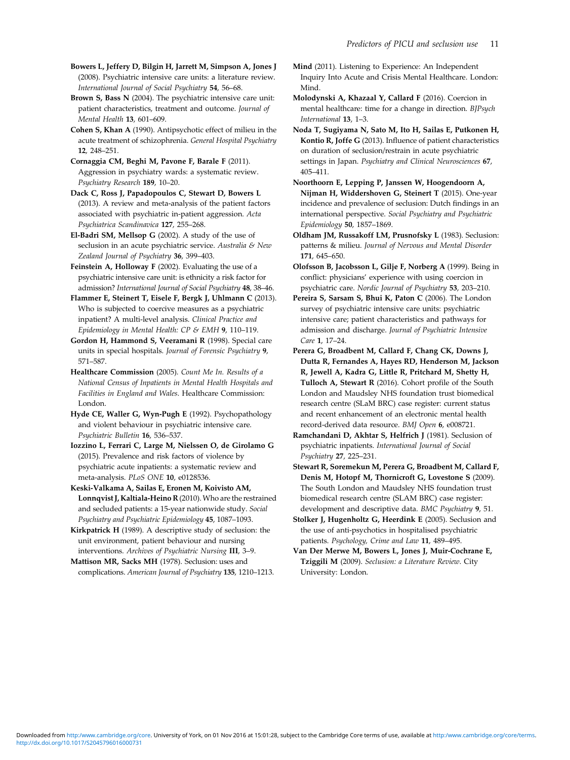**Bowers L, Jeffery D, Bilgin H, Jarrett M, Simpson A, Jones J** (2008). Psychiatric intensive care units: a literature review. *International Journal of Social Psychiatry* **54**, 56–68.

**Brown S, Bass N** (2004). The psychiatric intensive care unit: patient characteristics, treatment and outcome. *Journal of Mental Health* **13**, 601–609.

**Cohen S, Khan A** (1990). Antipsychotic effect of milieu in the acute treatment of schizophrenia. *General Hospital Psychiatry* **12**, 248–251.

**Cornaggia CM, Beghi M, Pavone F, Barale F** (2011). Aggression in psychiatry wards: a systematic review. *Psychiatry Research* **189**, 10–20.

**Dack C, Ross J, Papadopoulos C, Stewart D, Bowers L** (2013). A review and meta-analysis of the patient factors associated with psychiatric in-patient aggression. *Acta Psychiatrica Scandinavica* **127**, 255–268.

**El-Badri SM, Mellsop G** (2002). A study of the use of seclusion in an acute psychiatric service. *Australia & New Zealand Journal of Psychiatry* **36**, 399–403.

**Feinstein A, Holloway F** (2002). Evaluating the use of a psychiatric intensive care unit: is ethnicity a risk factor for admission? *International Journal of Social Psychiatry* **48**, 38–46.

**Flammer E, Steinert T, Eisele F, Bergk J, Uhlmann C** (2013). Who is subjected to coercive measures as a psychiatric inpatient? A multi-level analysis. *Clinical Practice and Epidemiology in Mental Health: CP & EMH* **9**, 110–119.

**Gordon H, Hammond S, Veeramani R** (1998). Special care units in special hospitals. *Journal of Forensic Psychiatry* **9**, 571–587.

**Healthcare Commission** (2005). *Count Me In. Results of a National Census of Inpatients in Mental Health Hospitals and Facilities in England and Wales*. Healthcare Commission: London.

**Hyde CE, Waller G, Wyn-Pugh E** (1992). Psychopathology and violent behaviour in psychiatric intensive care. *Psychiatric Bulletin* **16**, 536–537.

**Iozzino L, Ferrari C, Large M, Nielssen O, de Girolamo G** (2015). Prevalence and risk factors of violence by psychiatric acute inpatients: a systematic review and meta-analysis. *PLoS ONE* **10**, e0128536.

**Keski-Valkama A, Sailas E, Eronen M, Koivisto AM, Lonnqvist J, Kaltiala-Heino R** (2010). Who are the restrained and secluded patients: a 15-year nationwide study. *Social Psychiatry and Psychiatric Epidemiology* **45**, 1087–1093.

**Kirkpatrick H** (1989). A descriptive study of seclusion: the unit environment, patient behaviour and nursing interventions. *Archives of Psychiatric Nursing* **III**, 3–9.

**Mattison MR, Sacks MH** (1978). Seclusion: uses and complications. *American Journal of Psychiatry* **135**, 1210–1213.

**Mind** (2011). Listening to Experience: An Independent Inquiry Into Acute and Crisis Mental Healthcare. London: Mind.

**Molodynski A, Khazaal Y, Callard F** (2016). Coercion in mental healthcare: time for a change in direction. *BJPsych International* **13**, 1–3.

**Noda T, Sugiyama N, Sato M, Ito H, Sailas E, Putkonen H, Kontio R, Joffe G** (2013). Influence of patient characteristics on duration of seclusion/restrain in acute psychiatric settings in Japan. *Psychiatry and Clinical Neurosciences* **67**, 405–411.

**Noorthoorn E, Lepping P, Janssen W, Hoogendoorn A, Nijman H, Widdershoven G, Steinert T** (2015). One-year incidence and prevalence of seclusion: Dutch findings in an international perspective. *Social Psychiatry and Psychiatric Epidemiology* **50**, 1857–1869.

**Oldham JM, Russakoff LM, Prusnofsky L** (1983). Seclusion: patterns & milieu. *Journal of Nervous and Mental Disorder* **171**, 645–650.

**Olofsson B, Jacobsson L, Gilje F, Norberg A** (1999). Being in conflict: physicians' experience with using coercion in psychiatric care. *Nordic Journal of Psychiatry* **53**, 203–210.

**Pereira S, Sarsam S, Bhui K, Paton C** (2006). The London survey of psychiatric intensive care units: psychiatric intensive care; patient characteristics and pathways for admission and discharge. *Journal of Psychiatric Intensive Care* **1**, 17–24.

**Perera G, Broadbent M, Callard F, Chang CK, Downs J, Dutta R, Fernandes A, Hayes RD, Henderson M, Jackson R, Jewell A, Kadra G, Little R, Pritchard M, Shetty H, Tulloch A, Stewart R** (2016). Cohort profile of the South London and Maudsley NHS foundation trust biomedical research centre (SLaM BRC) case register: current status and recent enhancement of an electronic mental health record-derived data resource. *BMJ Open* **6**, e008721.

**Ramchandani D, Akhtar S, Helfrich J** (1981). Seclusion of psychiatric inpatients. *International Journal of Social Psychiatry* **27**, 225–231.

**Stewart R, Soremekun M, Perera G, Broadbent M, Callard F, Denis M, Hotopf M, Thornicroft G, Lovestone S** (2009). The South London and Maudsley NHS foundation trust biomedical research centre (SLAM BRC) case register: development and descriptive data. *BMC Psychiatry* **9**, 51.

**Stolker J, Hugenholtz G, Heerdink E** (2005). Seclusion and the use of anti-psychotics in hospitalised psychiatric patients. *Psychology, Crime and Law* **11**, 489–495.

**Van Der Merwe M, Bowers L, Jones J, Muir-Cochrane E, Tziggili M** (2009). *Seclusion: a Literature Review*. City University: London.